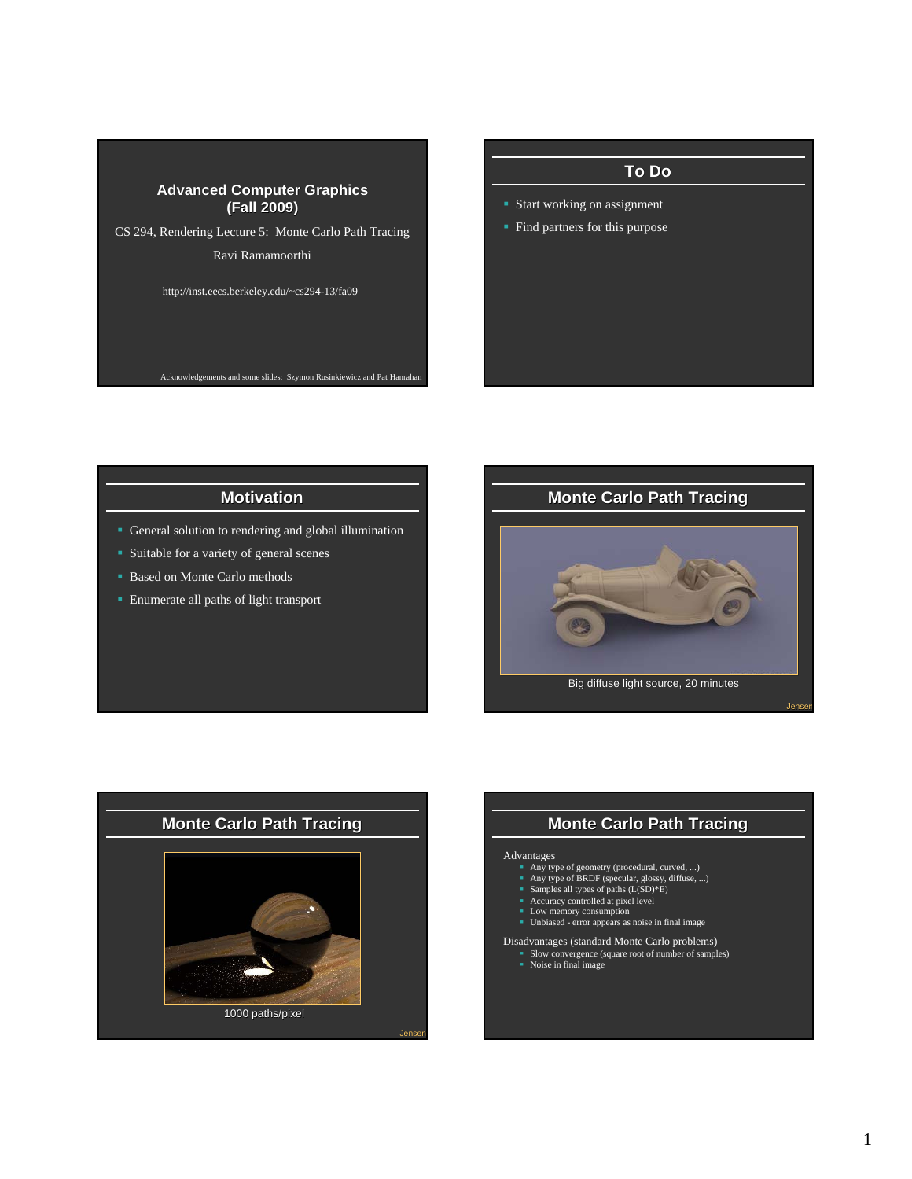# Advanced Computer Graphics (Fall 2009)

CS 294, Rendering Lecture 5: Monte Carlo Path Tracing

Ravi Ramamoorthi

http://inst.eecs.berkeley.edu/~cs294-13/fa09

Acknowledgements and some slides: Szymon Rusinkiewicz and Pat Hanrahan

## To Do

- Start working on assignment
- Find partners for this purpose

## Motivation

- General solution to rendering and global illumination
- Suitable for a variety of general scenes
- Based on Monte Carlo methods
- Enumerate all paths of light transport

## Monte Carlo Path Tracing

Big diffuse light source, 20 minutes

Jensen

## Monte Carlo Path Tracing

1000 paths/pixel

Jensen

## Monte Carlo Path Tracing

Advantages

- Any type of geometry (procedural, curved, ...)
- Any type of BRDF (specular, glossy, diffuse, ...)
- Samples all types of paths (L(SD)*E)
- Accuracy controlled at pixel level
- Low memory consumption
- Unbiased - error appears as noise in final image

Disadvantages (standard Monte Carlo problems)

- Slow convergence (square root of number of samples)
- Noise in final image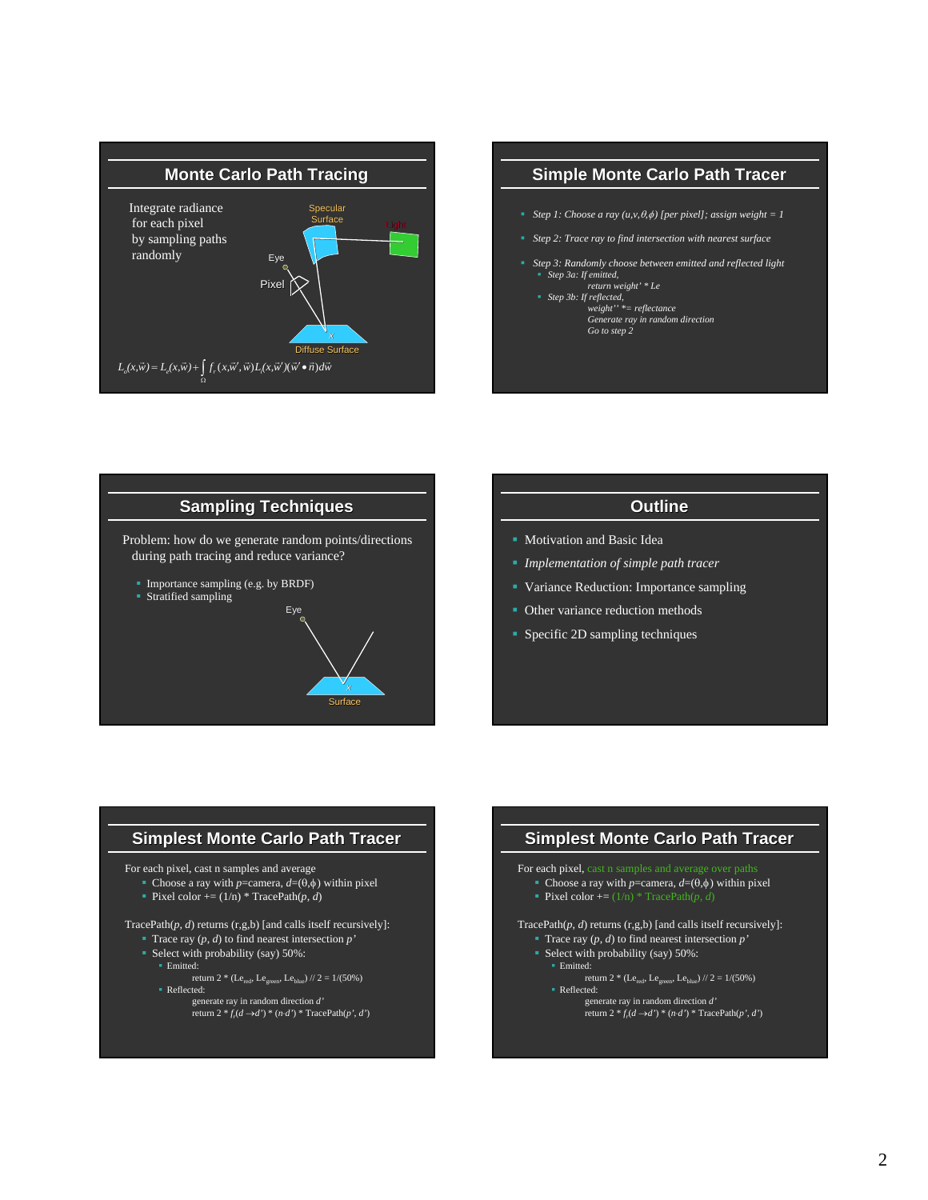## Monte Carlo Path Tracing

Integrate radiance for each pixel by sampling paths randomly

Specular Surface

Light

Eye

Pixel

Diffuse Surface

$$L_o(x,\vec{w}) = L_e(x,\vec{w}) + \int_{\Omega} f_r(x,\vec{w}',\vec{w}) L_i(x,\vec{w}')(\vec{w}' \bullet \vec{n}) d\vec{w}$$

## Simple Monte Carlo Path Tracer

- *Step 1: Choose a ray $(u,v,\theta,\phi)$ [per pixel]; assign weight = 1*
- *Step 2: Trace ray to find intersection with nearest surface*
- *Step 3: Randomly choose between emitted and reflected light*
  - *Step 3a: If emitted,*
    *return weight' \* Le*
  - *Step 3b: If reflected,*
    *weight'' \*= reflectance*
    *Generate ray in random direction*
    *Go to step 2*

## Sampling Techniques

Problem: how do we generate random points/directions during path tracing and reduce variance?

- Importance sampling (e.g. by BRDF)
- Stratified sampling

Eye

Surface

## Outline

- Motivation and Basic Idea
- *Implementation of simple path tracer*
- Variance Reduction: Importance sampling
- Other variance reduction methods
- Specific 2D sampling techniques

## Simplest Monte Carlo Path Tracer

For each pixel, cast n samples and average

- Choose a ray with $p$=camera, $d=(\theta,\phi)$ within pixel
- Pixel color += (1/n) \* TracePath($p$, $d$)

TracePath($p$, $d$) returns (r,g,b) [and calls itself recursively]:

- Trace ray ($p$, $d$) to find nearest intersection $p'$
- Select with probability (say) 50%:
  - Emitted:
    return 2 \* ($Le_{red}$, $Le_{green}$, $Le_{blue}$) // 2 = 1/(50%)
  - Reflected:
    generate ray in random direction $d'$
    return 2 \* $f_r(d \rightarrow d')$ \* $(n \cdot d')$ \* TracePath($p'$, $d'$)

## Simplest Monte Carlo Path Tracer

For each pixel, cast n samples and average over paths

- Choose a ray with $p$=camera, $d=(\theta,\phi)$ within pixel
- Pixel color += (1/n) \* TracePath($p$, $d$)

TracePath($p$, $d$) returns (r,g,b) [and calls itself recursively]:

- Trace ray ($p$, $d$) to find nearest intersection $p'$
- Select with probability (say) 50%:
  - Emitted:
    return 2 \* ($Le_{red}$, $Le_{green}$, $Le_{blue}$) // 2 = 1/(50%)
  - Reflected:
    generate ray in random direction $d'$
    return 2 \* $f_r(d \rightarrow d')$ \* $(n \cdot d')$ \* TracePath($p'$, $d'$)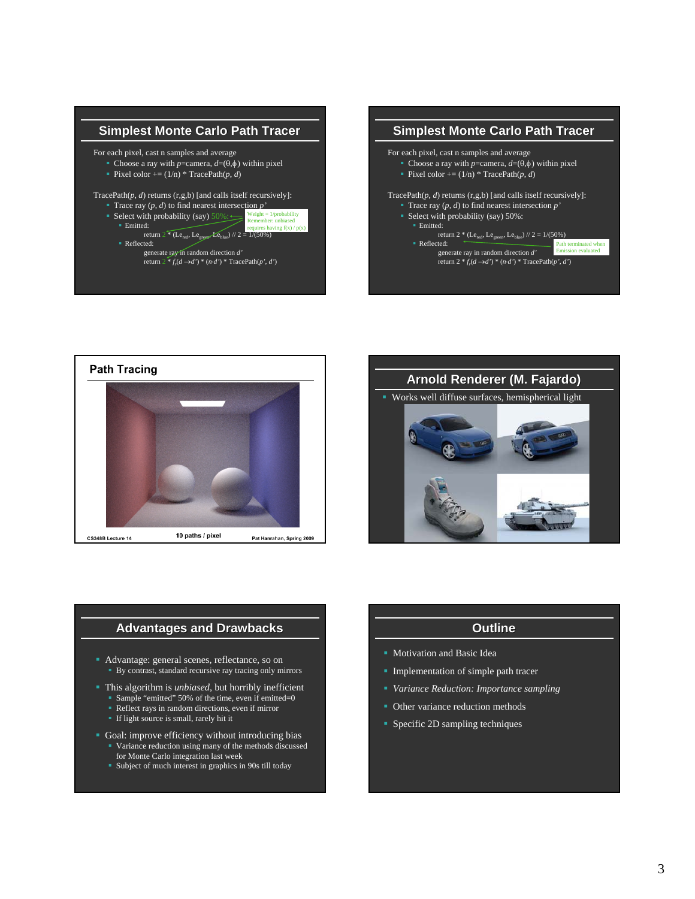## Simplest Monte Carlo Path Tracer

For each pixel, cast n samples and average

- Choose a ray with *p*=camera, *d*=(θ,ϕ) within pixel
- Pixel color += (1/n) * TracePath(*p*, *d*)

TracePath(*p*, *d*) returns (r,g,b) [and calls itself recursively]:

- Trace ray (*p*, *d*) to find nearest intersection *p'*
- Select with probability (say) 50%:
  - Emitted:
    
    return 2 * ($Le_{red}$, $Le_{green}$, $Le_{blue}$) // 2 = 1/(50%)
  - Reflected:
    
    generate ray in random direction *d'*
    
    return 2 * $f_r(d \rightarrow d')$ * (*n*·*d'*) * TracePath(*p'*, *d'*)

Weight = 1/probability
Remember: unbiased requires having f(x) / p(x)

## Simplest Monte Carlo Path Tracer

For each pixel, cast n samples and average

- Choose a ray with *p*=camera, *d*=(θ,ϕ) within pixel
- Pixel color += (1/n) * TracePath(*p*, *d*)

TracePath(*p*, *d*) returns (r,g,b) [and calls itself recursively]:

- Trace ray (*p*, *d*) to find nearest intersection *p'*
- Select with probability (say) 50%:
  - Emitted:
    
    return 2 * ($Le_{red}$, $Le_{green}$, $Le_{blue}$) // 2 = 1/(50%)
  - Reflected:
    
    generate ray in random direction *d'*
    
    return 2 * $f_r(d \rightarrow d')$ * (*n*·*d'*) * TracePath(*p'*, *d'*)

Path terminated when Emission evaluated

## Path Tracing

10 paths / pixel

CS348B Lecture 14 — Pat Hanrahan, Spring 2009

## Arnold Renderer (M. Fajardo)

- Works well diffuse surfaces, hemispherical light

## Advantages and Drawbacks

- Advantage: general scenes, reflectance, so on
  - By contrast, standard recursive ray tracing only mirrors
- This algorithm is *unbiased*, but horribly inefficient
  - Sample "emitted" 50% of the time, even if emitted=0
  - Reflect rays in random directions, even if mirror
  - If light source is small, rarely hit it
- Goal: improve efficiency without introducing bias
  - Variance reduction using many of the methods discussed for Monte Carlo integration last week
  - Subject of much interest in graphics in 90s till today

## Outline

- Motivation and Basic Idea
- Implementation of simple path tracer
- *Variance Reduction: Importance sampling*
- Other variance reduction methods
- Specific 2D sampling techniques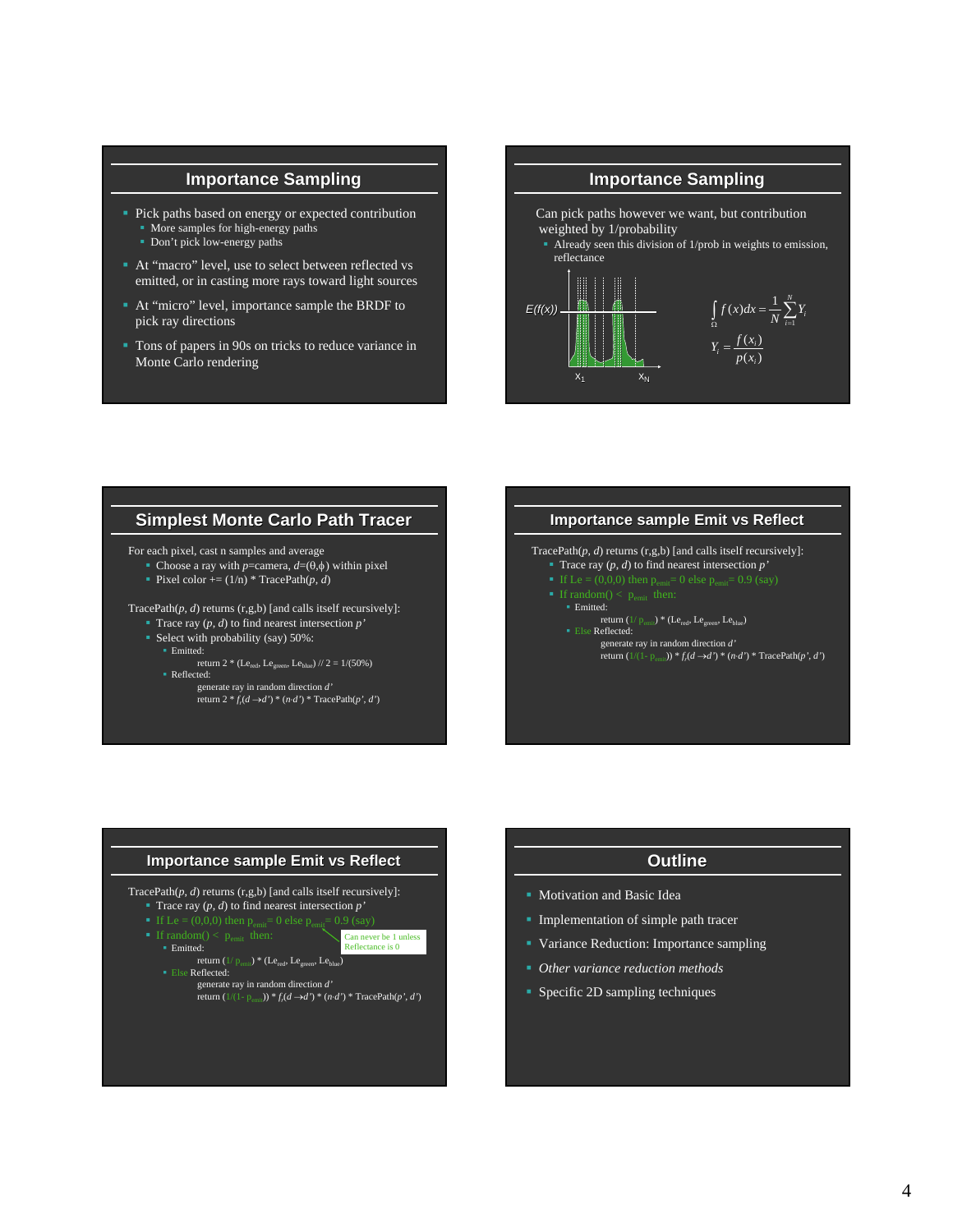## Importance Sampling

- Pick paths based on energy or expected contribution
  - More samples for high-energy paths
  - Don't pick low-energy paths
- At "macro" level, use to select between reflected vs emitted, or in casting more rays toward light sources
- At "micro" level, importance sample the BRDF to pick ray directions
- Tons of papers in 90s on tricks to reduce variance in Monte Carlo rendering

## Importance Sampling

Can pick paths however we want, but contribution weighted by 1/probability

- Already seen this division of 1/prob in weights to emission, reflectance

E(f(x)) — $x_1$ … $x_N$

$$\int_\Omega f(x)dx = \frac{1}{N}\sum_{i=1}^{N} Y_i$$

$$Y_i = \frac{f(x_i)}{p(x_i)}$$

## Simplest Monte Carlo Path Tracer

For each pixel, cast n samples and average

- Choose a ray with $p$=camera, $d$=$(\theta,\phi)$ within pixel
- Pixel color += (1/n) * TracePath($p$, $d$)

TracePath($p$, $d$) returns (r,g,b) [and calls itself recursively]:

- Trace ray ($p$, $d$) to find nearest intersection $p'$
- Select with probability (say) 50%:
  - Emitted:
    - return 2 * ($Le_{red}$, $Le_{green}$, $Le_{blue}$) // 2 = 1/(50%)
  - Reflected:
    - generate ray in random direction $d'$
    - return 2 * $f_r(d \rightarrow d')$ * $(n \cdot d')$ * TracePath($p'$, $d'$)

## Importance sample Emit vs Reflect

TracePath($p$, $d$) returns (r,g,b) [and calls itself recursively]:

- Trace ray ($p$, $d$) to find nearest intersection $p'$
- If Le = (0,0,0) then $p_{emit}$= 0 else $p_{emit}$= 0.9 (say)
- If random() < $p_{emit}$ then:
  - Emitted:
    - return (1/ $p_{emit}$) * ($Le_{red}$, $Le_{green}$, $Le_{blue}$)
  - Else Reflected:
    - generate ray in random direction $d'$
    - return (1/(1- $p_{emit}$)) * $f_r(d \rightarrow d')$ * $(n \cdot d')$ * TracePath($p'$, $d'$)

## Importance sample Emit vs Reflect

TracePath($p$, $d$) returns (r,g,b) [and calls itself recursively]:

- Trace ray ($p$, $d$) to find nearest intersection $p'$
- If Le = (0,0,0) then $p_{emit}$= 0 else $p_{emit}$= 0.9 (say)
- If random() < $p_{emit}$ then:
  - Emitted:
    - return (1/ $p_{emit}$) * ($Le_{red}$, $Le_{green}$, $Le_{blue}$)
  - Else Reflected:
    - generate ray in random direction $d'$
    - return (1/(1- $p_{emit}$)) * $f_r(d \rightarrow d')$ * $(n \cdot d')$ * TracePath($p'$, $d'$)

Can never be 1 unless Reflectance is 0

## Outline

- Motivation and Basic Idea
- Implementation of simple path tracer
- Variance Reduction: Importance sampling
- *Other variance reduction methods*
- Specific 2D sampling techniques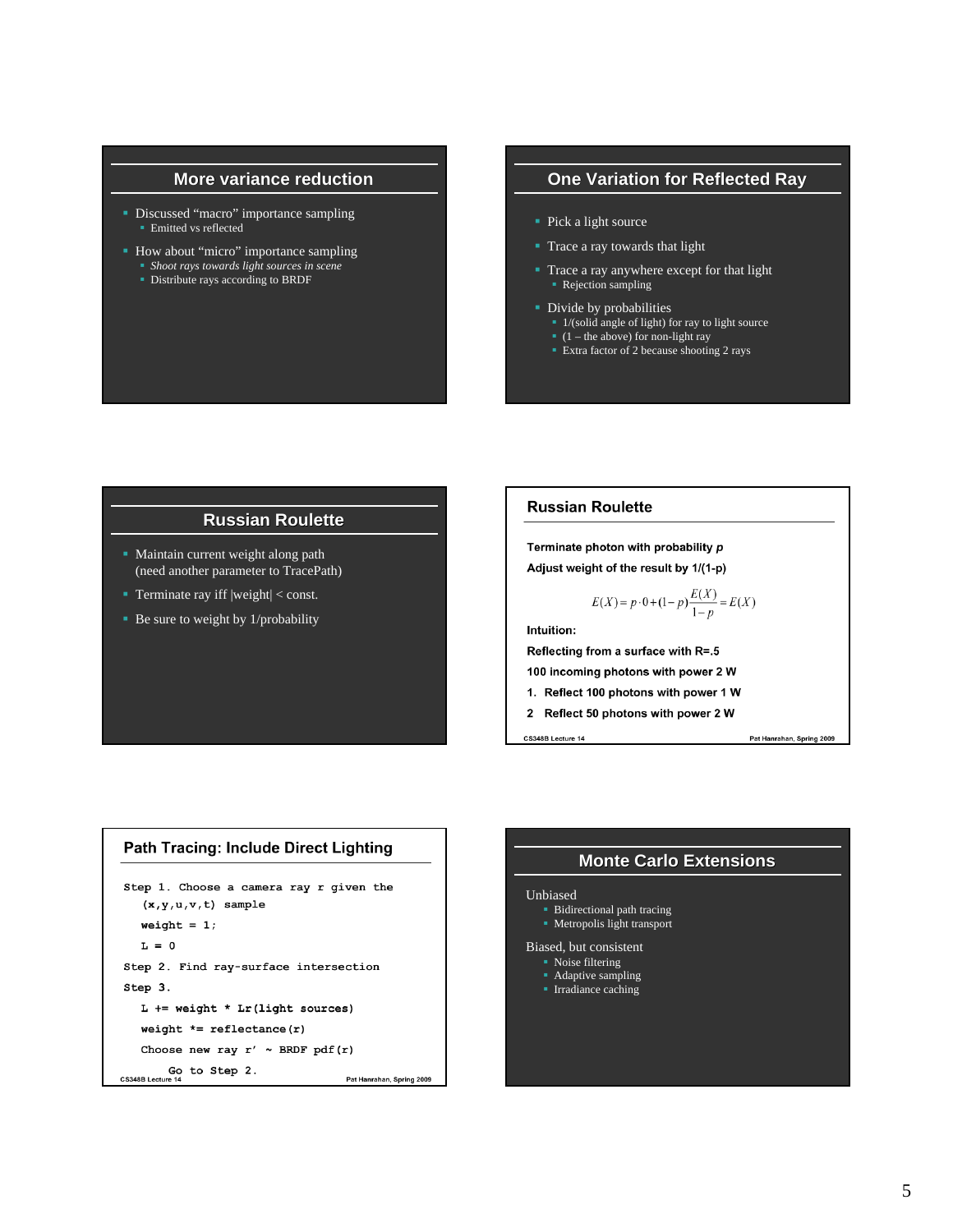## More variance reduction

- Discussed "macro" importance sampling
  - Emitted vs reflected
- How about "micro" importance sampling
  - *Shoot rays towards light sources in scene*
  - Distribute rays according to BRDF

## One Variation for Reflected Ray

- Pick a light source
- Trace a ray towards that light
- Trace a ray anywhere except for that light
  - Rejection sampling
- Divide by probabilities
  - 1/(solid angle of light) for ray to light source
  - (1 – the above) for non-light ray
  - Extra factor of 2 because shooting 2 rays

## Russian Roulette

- Maintain current weight along path (need another parameter to TracePath)
- Terminate ray iff |weight| < const.
- Be sure to weight by 1/probability

## Russian Roulette

**Terminate photon with probability *p***

**Adjust weight of the result by 1/(1-p)**

$$E(X) = p \cdot 0 + (1-p)\frac{E(X)}{1-p} = E(X)$$

**Intuition:**

**Reflecting from a surface with R=.5**

**100 incoming photons with power 2 W**

1. **Reflect 100 photons with power 1 W**
2. **Reflect 50 photons with power 2 W**

## Path Tracing: Include Direct Lighting

```
Step 1. Choose a camera ray r given the
   (x,y,u,v,t) sample
   weight = 1;
   L = 0
Step 2. Find ray-surface intersection
Step 3.
   L += weight * Lr(light sources)
   weight *= reflectance(r)
   Choose new ray r' ~ BRDF pdf(r)
      Go to Step 2.
```

## Monte Carlo Extensions

Unbiased
- Bidirectional path tracing
- Metropolis light transport

Biased, but consistent
- Noise filtering
- Adaptive sampling
- Irradiance caching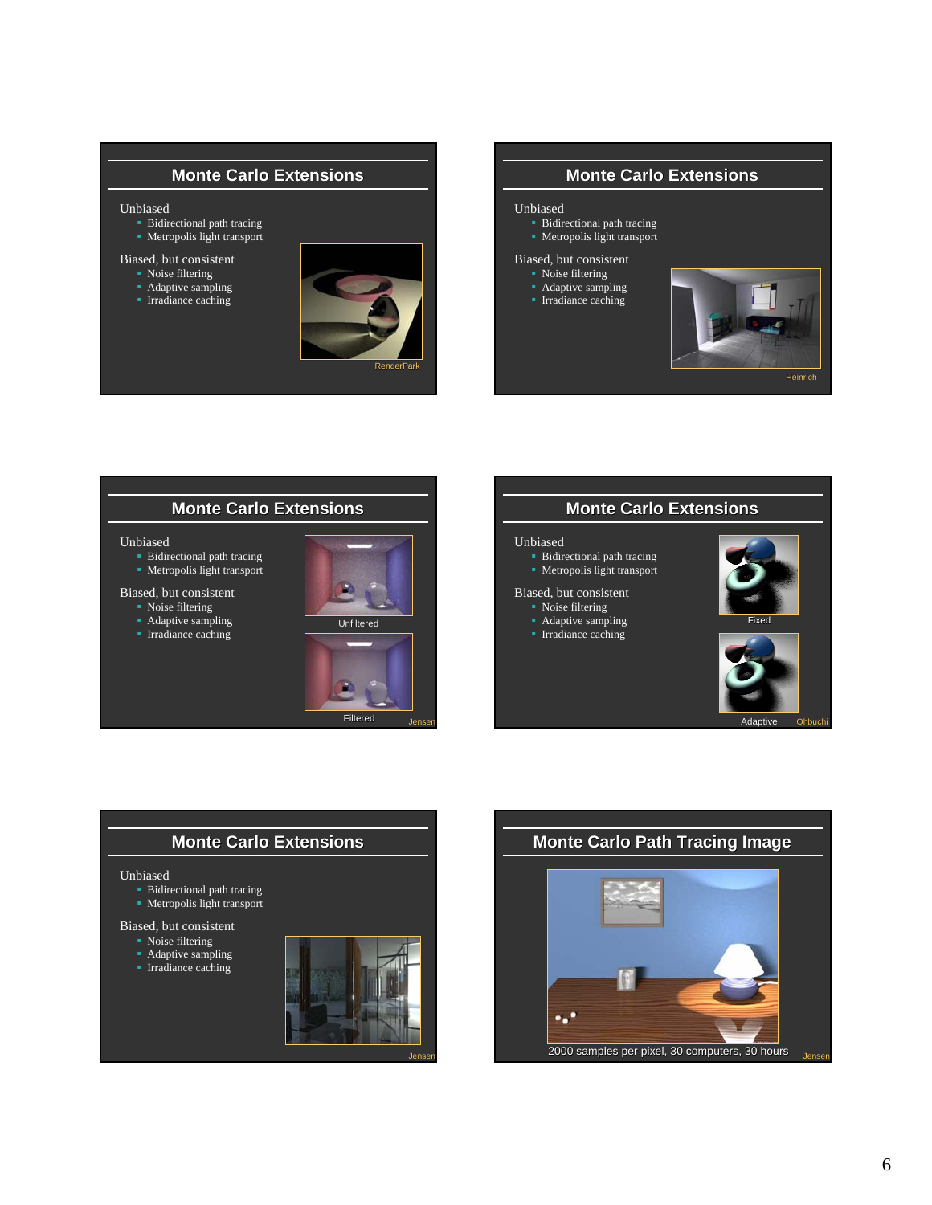## Monte Carlo Extensions

Unbiased
- Bidirectional path tracing
- Metropolis light transport

Biased, but consistent
- Noise filtering
- Adaptive sampling
- Irradiance caching

RenderPark

## Monte Carlo Extensions

Unbiased
- Bidirectional path tracing
- Metropolis light transport

Biased, but consistent
- Noise filtering
- Adaptive sampling
- Irradiance caching

Heinrich

## Monte Carlo Extensions

Unbiased
- Bidirectional path tracing
- Metropolis light transport

Biased, but consistent
- Noise filtering
- Adaptive sampling
- Irradiance caching

Unfiltered

Filtered

Jensen

## Monte Carlo Extensions

Unbiased
- Bidirectional path tracing
- Metropolis light transport

Biased, but consistent
- Noise filtering
- Adaptive sampling
- Irradiance caching

Fixed

Adaptive

Ohbuchi

## Monte Carlo Extensions

Unbiased
- Bidirectional path tracing
- Metropolis light transport

Biased, but consistent
- Noise filtering
- Adaptive sampling
- Irradiance caching

Jensen

## Monte Carlo Path Tracing Image

2000 samples per pixel, 30 computers, 30 hours

Jensen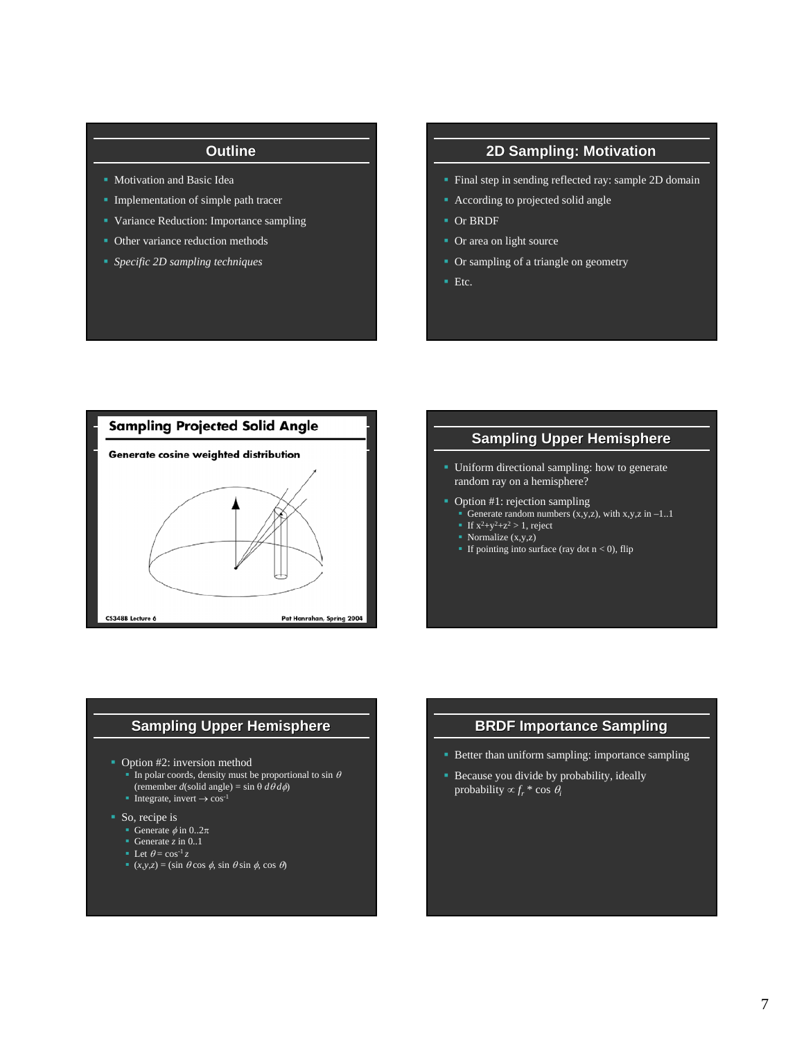## Outline

- Motivation and Basic Idea
- Implementation of simple path tracer
- Variance Reduction: Importance sampling
- Other variance reduction methods
- *Specific 2D sampling techniques*

## 2D Sampling: Motivation

- Final step in sending reflected ray: sample 2D domain
- According to projected solid angle
- Or BRDF
- Or area on light source
- Or sampling of a triangle on geometry
- Etc.

## Sampling Projected Solid Angle

Generate cosine weighted distribution

CS348B Lecture 6 Pat Hanrahan, Spring 2004

## Sampling Upper Hemisphere

- Uniform directional sampling: how to generate random ray on a hemisphere?
- Option #1: rejection sampling
  - Generate random numbers (x,y,z), with x,y,z in –1..1
  - If $x^2+y^2+z^2 > 1$, reject
  - Normalize (x,y,z)
  - If pointing into surface (ray dot n < 0), flip

## Sampling Upper Hemisphere

- Option #2: inversion method
  - In polar coords, density must be proportional to sin $\theta$ (remember $d$(solid angle) = sin $\theta \, d\theta \, d\phi$)
  - Integrate, invert → $\cos^{-1}$
- So, recipe is
  - Generate $\phi$ in $0..2\pi$
  - Generate $z$ in 0..1
  - Let $\theta = \cos^{-1} z$
  - $(x,y,z) = (\sin\theta\cos\phi, \sin\theta\sin\phi, \cos\theta)$

## BRDF Importance Sampling

- Better than uniform sampling: importance sampling
- Because you divide by probability, ideally probability $\propto f_r * \cos\theta_i$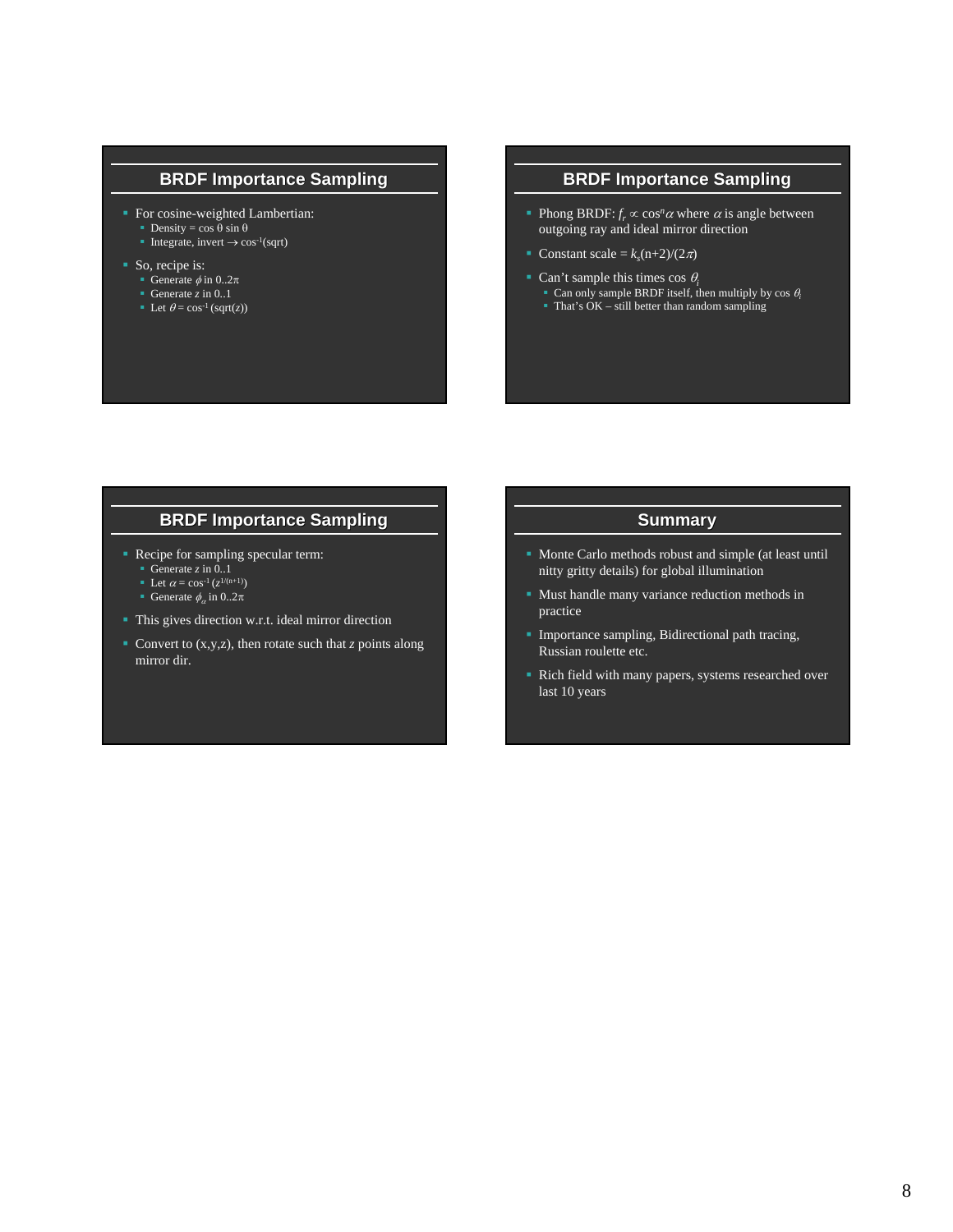## BRDF Importance Sampling

- For cosine-weighted Lambertian:
  - Density = cos θ sin θ
  - Integrate, invert → $\cos^{-1}$(sqrt)
- So, recipe is:
  - Generate $\phi$ in 0..2π
  - Generate $z$ in 0..1
  - Let $\theta = \cos^{-1}(\text{sqrt}(z))$

## BRDF Importance Sampling

- Phong BRDF: $f_r \propto \cos^n \alpha$ where $\alpha$ is angle between outgoing ray and ideal mirror direction
- Constant scale = $k_s(n+2)/(2\pi)$
- Can't sample this times cos $\theta_i$
  - Can only sample BRDF itself, then multiply by cos $\theta_i$
  - That's OK – still better than random sampling

## BRDF Importance Sampling

- Recipe for sampling specular term:
  - Generate $z$ in 0..1
  - Let $\alpha = \cos^{-1}(z^{1/(n+1)})$
  - Generate $\phi_\alpha$ in 0..2$\pi$
- This gives direction w.r.t. ideal mirror direction
- Convert to (x,y,z), then rotate such that $z$ points along mirror dir.

## Summary

- Monte Carlo methods robust and simple (at least until nitty gritty details) for global illumination
- Must handle many variance reduction methods in practice
- Importance sampling, Bidirectional path tracing, Russian roulette etc.
- Rich field with many papers, systems researched over last 10 years